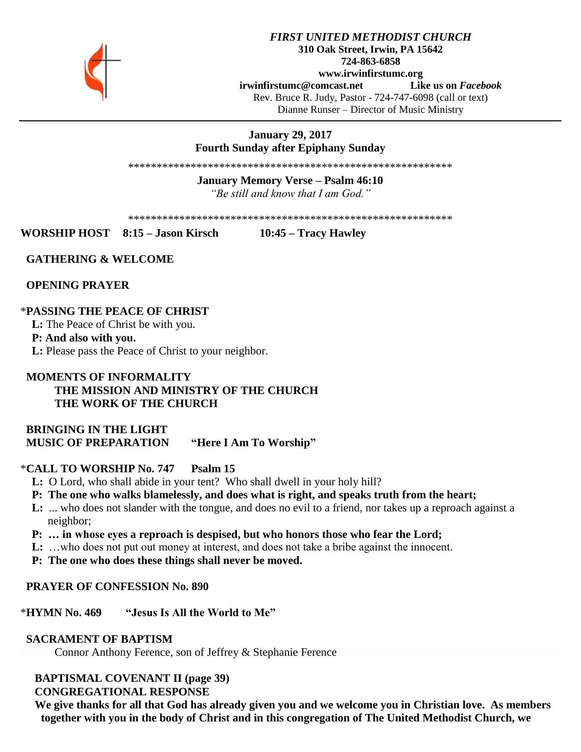***FIRST UNITED METHODIST CHURCH***
**310 Oak Street, Irwin, PA 15642**
**724-863-6858**
**www.irwinfirstumc.org**
**irwinfirstumc@comcast.net** **Like us on *Facebook***
Rev. Bruce R. Judy, Pastor - 724-747-6098 (call or text)
Dianne Runser – Director of Music Ministry

**January 29, 2017**
**Fourth Sunday after Epiphany Sunday**

\*\*\*\*\*\*\*\*\*\*\*\*\*\*\*\*\*\*\*\*\*\*\*\*\*\*\*\*\*\*\*\*\*\*\*\*\*\*\*\*\*\*\*\*\*\*\*\*\*\*\*\*\*\*\*\*\*\*

**January Memory Verse – Psalm 46:10**
*"Be still and know that I am God."*

\*\*\*\*\*\*\*\*\*\*\*\*\*\*\*\*\*\*\*\*\*\*\*\*\*\*\*\*\*\*\*\*\*\*\*\*\*\*\*\*\*\*\*\*\*\*\*\*\*\*\*\*\*\*\*\*\*\*

**WORSHIP HOST 8:15 – Jason Kirsch 10:45 – Tracy Hawley**

**GATHERING & WELCOME**

**OPENING PRAYER**

\***PASSING THE PEACE OF CHRIST**
**L:** The Peace of Christ be with you.
**P: And also with you.**
**L:** Please pass the Peace of Christ to your neighbor.

**MOMENTS OF INFORMALITY**
**THE MISSION AND MINISTRY OF THE CHURCH**
**THE WORK OF THE CHURCH**

**BRINGING IN THE LIGHT**
**MUSIC OF PREPARATION "Here I Am To Worship"**

\***CALL TO WORSHIP No. 747 Psalm 15**
**L:** O Lord, who shall abide in your tent? Who shall dwell in your holy hill?
**P: The one who walks blamelessly, and does what is right, and speaks truth from the heart;**
**L:** ... who does not slander with the tongue, and does no evil to a friend, nor takes up a reproach against a neighbor;
**P: … in whose eyes a reproach is despised, but who honors those who fear the Lord;**
**L:** …who does not put out money at interest, and does not take a bribe against the innocent.
**P: The one who does these things shall never be moved.**

**PRAYER OF CONFESSION No. 890**

\***HYMN No. 469 "Jesus Is All the World to Me"**

**SACRAMENT OF BAPTISM**
Connor Anthony Ference, son of Jeffrey & Stephanie Ference

**BAPTISMAL COVENANT II (page 39)**
**CONGREGATIONAL RESPONSE**
**We give thanks for all that God has already given you and we welcome you in Christian love. As members together with you in the body of Christ and in this congregation of The United Methodist Church, we**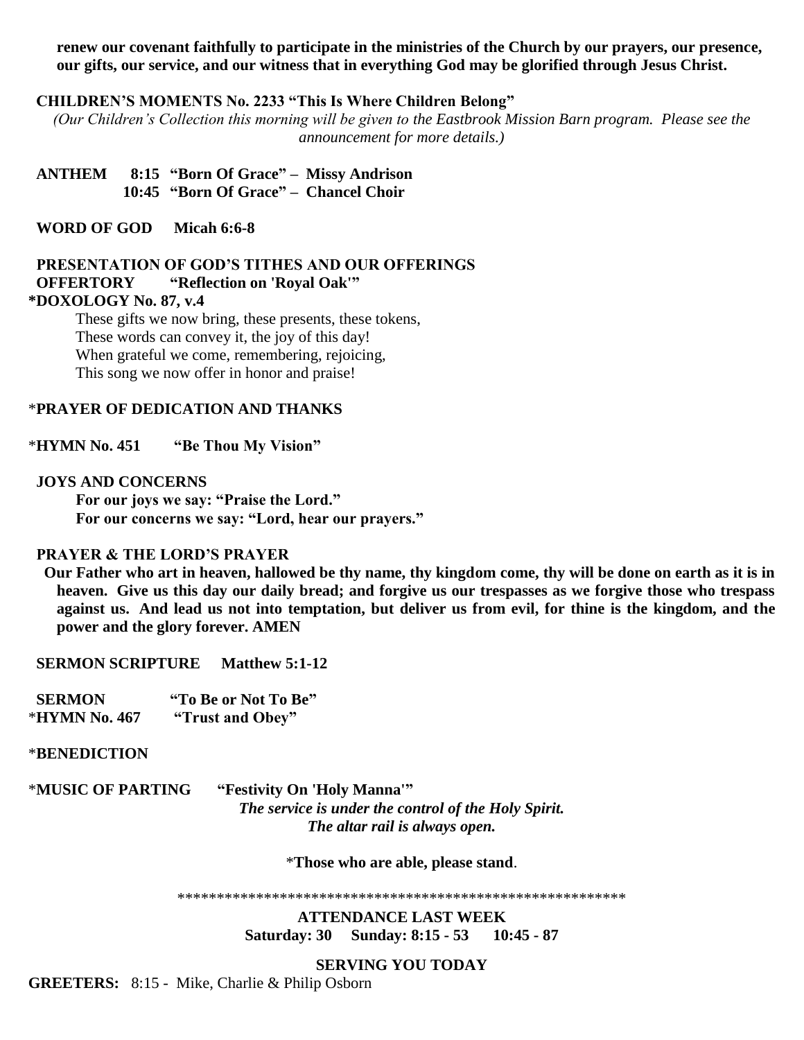**renew our covenant faithfully to participate in the ministries of the Church by our prayers, our presence, our gifts, our service, and our witness that in everything God may be glorified through Jesus Christ.**

**CHILDREN'S MOMENTS No. 2233 "This Is Where Children Belong"**

*(Our Children's Collection this morning will be given to the Eastbrook Mission Barn program. Please see the announcement for more details.)*

**ANTHEM 8:15 "Born Of Grace" – Missy Andrison**
**10:45 "Born Of Grace" – Chancel Choir**

**WORD OF GOD Micah 6:6-8**

**PRESENTATION OF GOD'S TITHES AND OUR OFFERINGS**
**OFFERTORY "Reflection on 'Royal Oak'"**
***DOXOLOGY No. 87, v.4**

These gifts we now bring, these presents, these tokens,
These words can convey it, the joy of this day!
When grateful we come, remembering, rejoicing,
This song we now offer in honor and praise!

***PRAYER OF DEDICATION AND THANKS**

***HYMN No. 451 "Be Thou My Vision"**

**JOYS AND CONCERNS**

**For our joys we say: "Praise the Lord."**
**For our concerns we say: "Lord, hear our prayers."**

**PRAYER & THE LORD'S PRAYER**

**Our Father who art in heaven, hallowed be thy name, thy kingdom come, thy will be done on earth as it is in heaven. Give us this day our daily bread; and forgive us our trespasses as we forgive those who trespass against us. And lead us not into temptation, but deliver us from evil, for thine is the kingdom, and the power and the glory forever. AMEN**

**SERMON SCRIPTURE Matthew 5:1-12**

**SERMON "To Be or Not To Be"**
***HYMN No. 467 "Trust and Obey"**

***BENEDICTION**

***MUSIC OF PARTING "Festivity On 'Holy Manna'"**

***The service is under the control of the Holy Spirit.***
***The altar rail is always open.***

***Those who are able, please stand**.

\*\*\*\*\*\*\*\*\*\*\*\*\*\*\*\*\*\*\*\*\*\*\*\*\*\*\*\*\*\*\*\*\*\*\*\*\*\*\*\*\*\*\*\*\*\*\*\*\*\*\*\*\*\*\*\*\*\*

**ATTENDANCE LAST WEEK**
**Saturday: 30 Sunday: 8:15 - 53 10:45 - 87**

**SERVING YOU TODAY**

**GREETERS:** 8:15 - Mike, Charlie & Philip Osborn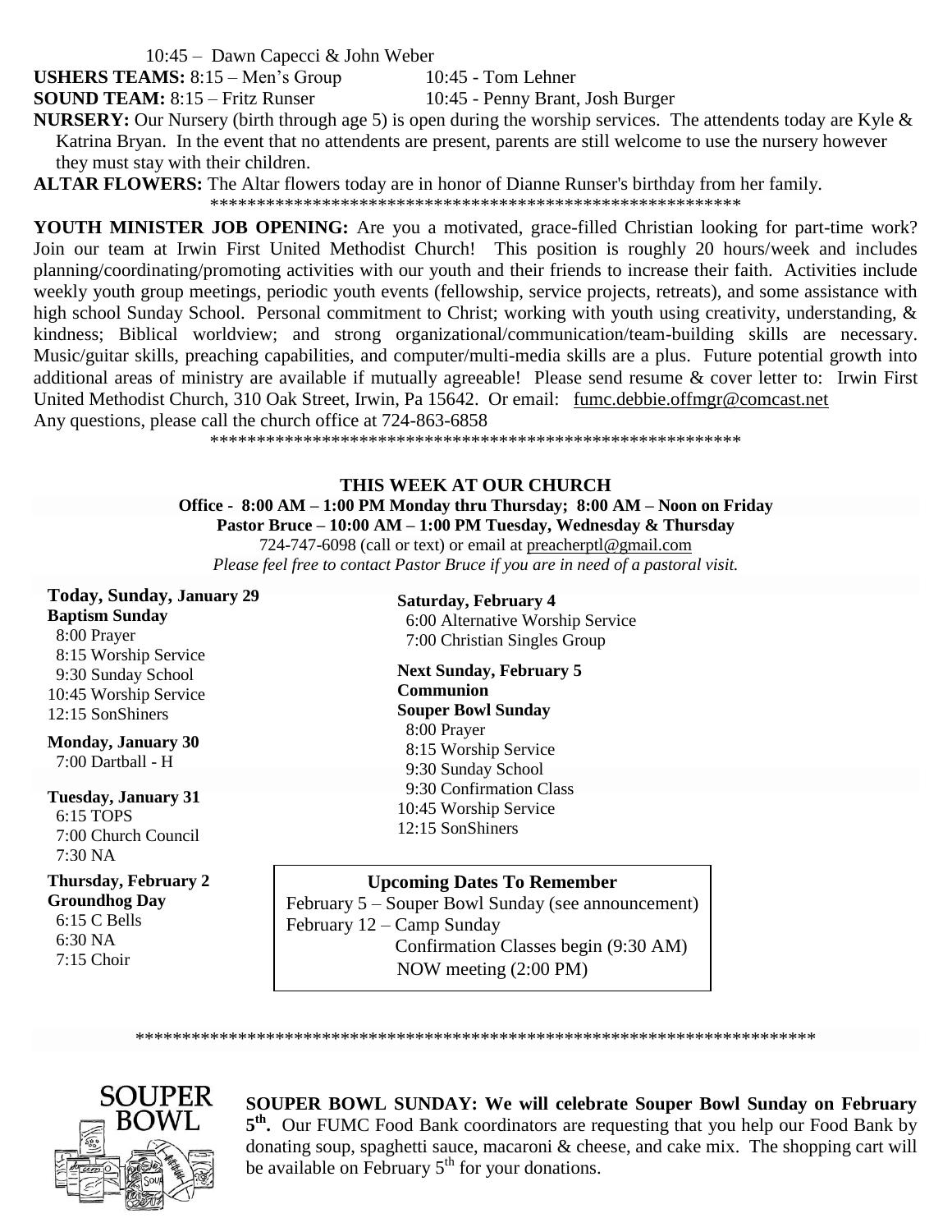10:45 – Dawn Capecci & John Weber

**USHERS TEAMS:** 8:15 – Men's Group 10:45 - Tom Lehner

**SOUND TEAM:** 8:15 – Fritz Runser 10:45 - Penny Brant, Josh Burger

**NURSERY:** Our Nursery (birth through age 5) is open during the worship services. The attendents today are Kyle & Katrina Bryan. In the event that no attendents are present, parents are still welcome to use the nursery however they must stay with their children.

**ALTAR FLOWERS:** The Altar flowers today are in honor of Dianne Runser's birthday from her family.

*********************************************************

**YOUTH MINISTER JOB OPENING:** Are you a motivated, grace-filled Christian looking for part-time work? Join our team at Irwin First United Methodist Church! This position is roughly 20 hours/week and includes planning/coordinating/promoting activities with our youth and their friends to increase their faith. Activities include weekly youth group meetings, periodic youth events (fellowship, service projects, retreats), and some assistance with high school Sunday School. Personal commitment to Christ; working with youth using creativity, understanding, & kindness; Biblical worldview; and strong organizational/communication/team-building skills are necessary. Music/guitar skills, preaching capabilities, and computer/multi-media skills are a plus. Future potential growth into additional areas of ministry are available if mutually agreeable! Please send resume & cover letter to: Irwin First United Methodist Church, 310 Oak Street, Irwin, Pa 15642. Or email: fumc.debbie.offmgr@comcast.net
Any questions, please call the church office at 724-863-6858

*********************************************************

## THIS WEEK AT OUR CHURCH

**Office - 8:00 AM – 1:00 PM Monday thru Thursday; 8:00 AM – Noon on Friday**
**Pastor Bruce – 10:00 AM – 1:00 PM Tuesday, Wednesday & Thursday**
724-747-6098 (call or text) or email at preacherptl@gmail.com
*Please feel free to contact Pastor Bruce if you are in need of a pastoral visit.*

**Today, Sunday, January 29**
**Baptism Sunday**
8:00 Prayer
8:15 Worship Service
9:30 Sunday School
10:45 Worship Service
12:15 SonShiners

**Monday, January 30**
7:00 Dartball - H

**Tuesday, January 31**
6:15 TOPS
7:00 Church Council
7:30 NA

**Thursday, February 2**
**Groundhog Day**
6:15 C Bells
6:30 NA
7:15 Choir

**Saturday, February 4**
6:00 Alternative Worship Service
7:00 Christian Singles Group

**Next Sunday, February 5**
**Communion**
**Souper Bowl Sunday**
8:00 Prayer
8:15 Worship Service
9:30 Sunday School
9:30 Confirmation Class
10:45 Worship Service
12:15 SonShiners

**Upcoming Dates To Remember**
February 5 – Souper Bowl Sunday (see announcement)
February 12 – Camp Sunday
Confirmation Classes begin (9:30 AM)
NOW meeting (2:00 PM)

*************************************************************************

**SOUPER BOWL SUNDAY: We will celebrate Souper Bowl Sunday on February 5th.** Our FUMC Food Bank coordinators are requesting that you help our Food Bank by donating soup, spaghetti sauce, macaroni & cheese, and cake mix. The shopping cart will be available on February 5th for your donations.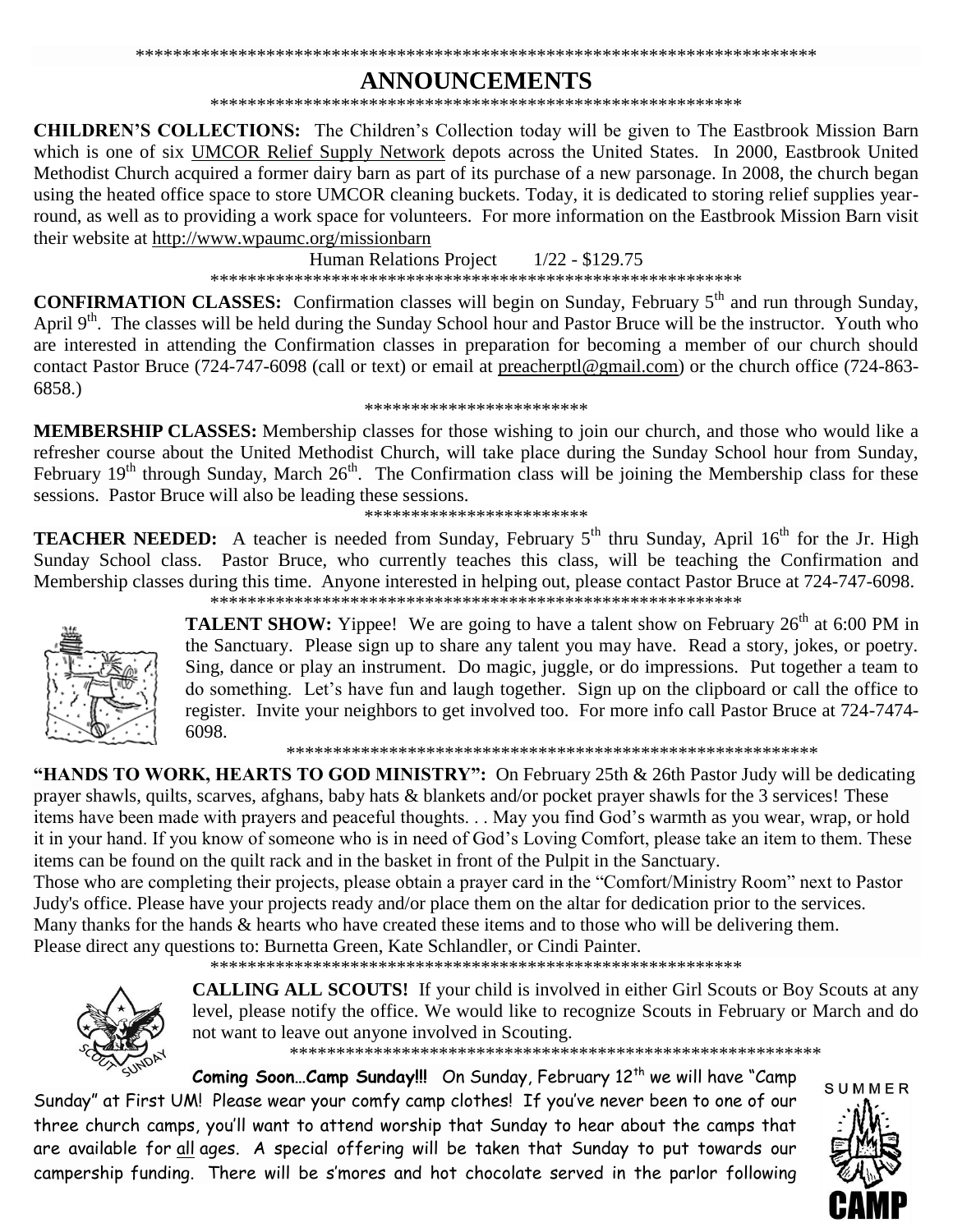\*\*\*\*\*\*\*\*\*\*\*\*\*\*\*\*\*\*\*\*\*\*\*\*\*\*\*\*\*\*\*\*\*\*\*\*\*\*\*\*\*\*\*\*\*\*\*\*\*\*\*\*\*\*\*\*\*\*\*\*\*\*\*\*\*\*\*\*\*\*\*\*\*\*\*\*\*\*

# ANNOUNCEMENTS

\*\*\*\*\*\*\*\*\*\*\*\*\*\*\*\*\*\*\*\*\*\*\*\*\*\*\*\*\*\*\*\*\*\*\*\*\*\*\*\*\*\*\*\*\*\*\*\*\*\*\*\*\*\*\*\*\*\*\*\*

**CHILDREN'S COLLECTIONS:** The Children's Collection today will be given to The Eastbrook Mission Barn which is one of six UMCOR Relief Supply Network depots across the United States. In 2000, Eastbrook United Methodist Church acquired a former dairy barn as part of its purchase of a new parsonage. In 2008, the church began using the heated office space to store UMCOR cleaning buckets. Today, it is dedicated to storing relief supplies year-round, as well as to providing a work space for volunteers. For more information on the Eastbrook Mission Barn visit their website at http://www.wpaumc.org/missionbarn

Human Relations Project 1/22 - $129.75

\*\*\*\*\*\*\*\*\*\*\*\*\*\*\*\*\*\*\*\*\*\*\*\*\*\*\*\*\*\*\*\*\*\*\*\*\*\*\*\*\*\*\*\*\*\*\*\*\*\*\*\*\*\*\*\*\*\*\*\*

**CONFIRMATION CLASSES:** Confirmation classes will begin on Sunday, February 5th and run through Sunday, April 9th. The classes will be held during the Sunday School hour and Pastor Bruce will be the instructor. Youth who are interested in attending the Confirmation classes in preparation for becoming a member of our church should contact Pastor Bruce (724-747-6098 (call or text) or email at preacherptl@gmail.com) or the church office (724-863-6858.)

\*\*\*\*\*\*\*\*\*\*\*\*\*\*\*\*\*\*\*\*\*\*\*\*

**MEMBERSHIP CLASSES:** Membership classes for those wishing to join our church, and those who would like a refresher course about the United Methodist Church, will take place during the Sunday School hour from Sunday, February 19th through Sunday, March 26th. The Confirmation class will be joining the Membership class for these sessions. Pastor Bruce will also be leading these sessions.

\*\*\*\*\*\*\*\*\*\*\*\*\*\*\*\*\*\*\*\*\*\*\*\*

**TEACHER NEEDED:** A teacher is needed from Sunday, February 5th thru Sunday, April 16th for the Jr. High Sunday School class. Pastor Bruce, who currently teaches this class, will be teaching the Confirmation and Membership classes during this time. Anyone interested in helping out, please contact Pastor Bruce at 724-747-6098.

\*\*\*\*\*\*\*\*\*\*\*\*\*\*\*\*\*\*\*\*\*\*\*\*\*\*\*\*\*\*\*\*\*\*\*\*\*\*\*\*\*\*\*\*\*\*\*\*\*\*\*\*\*\*\*\*\*\*\*\*

**TALENT SHOW:** Yippee! We are going to have a talent show on February 26th at 6:00 PM in the Sanctuary. Please sign up to share any talent you may have. Read a story, jokes, or poetry. Sing, dance or play an instrument. Do magic, juggle, or do impressions. Put together a team to do something. Let's have fun and laugh together. Sign up on the clipboard or call the office to register. Invite your neighbors to get involved too. For more info call Pastor Bruce at 724-7474-6098.

\*\*\*\*\*\*\*\*\*\*\*\*\*\*\*\*\*\*\*\*\*\*\*\*\*\*\*\*\*\*\*\*\*\*\*\*\*\*\*\*\*\*\*\*\*\*\*\*\*\*\*\*\*\*\*\*\*\*\*\*

**"HANDS TO WORK, HEARTS TO GOD MINISTRY":** On February 25th & 26th Pastor Judy will be dedicating prayer shawls, quilts, scarves, afghans, baby hats & blankets and/or pocket prayer shawls for the 3 services! These items have been made with prayers and peaceful thoughts. . . May you find God's warmth as you wear, wrap, or hold it in your hand. If you know of someone who is in need of God's Loving Comfort, please take an item to them. These items can be found on the quilt rack and in the basket in front of the Pulpit in the Sanctuary.

Those who are completing their projects, please obtain a prayer card in the "Comfort/Ministry Room" next to Pastor Judy's office. Please have your projects ready and/or place them on the altar for dedication prior to the services. Many thanks for the hands & hearts who have created these items and to those who will be delivering them. Please direct any questions to: Burnetta Green, Kate Schlandler, or Cindi Painter.

\*\*\*\*\*\*\*\*\*\*\*\*\*\*\*\*\*\*\*\*\*\*\*\*\*\*\*\*\*\*\*\*\*\*\*\*\*\*\*\*\*\*\*\*\*\*\*\*\*\*\*\*\*\*\*\*\*\*\*\*

**CALLING ALL SCOUTS!** If your child is involved in either Girl Scouts or Boy Scouts at any level, please notify the office. We would like to recognize Scouts in February or March and do not want to leave out anyone involved in Scouting.

\*\*\*\*\*\*\*\*\*\*\*\*\*\*\*\*\*\*\*\*\*\*\*\*\*\*\*\*\*\*\*\*\*\*\*\*\*\*\*\*\*\*\*\*\*\*\*\*\*\*\*\*\*\*\*\*\*\*\*\*

**Coming Soon…Camp Sunday!!!** On Sunday, February 12th we will have "Camp Sunday" at First UM! Please wear your comfy camp clothes! If you've never been to one of our three church camps, you'll want to attend worship that Sunday to hear about the camps that are available for all ages. A special offering will be taken that Sunday to put towards our campership funding. There will be s'mores and hot chocolate served in the parlor following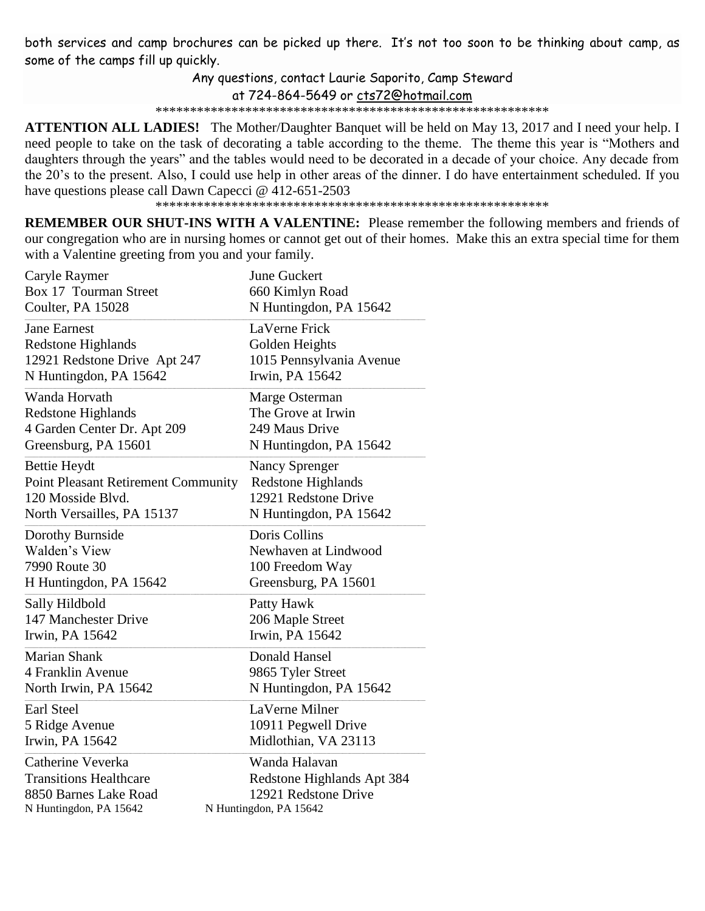both services and camp brochures can be picked up there. It's not too soon to be thinking about camp, as some of the camps fill up quickly.

Any questions, contact Laurie Saporito, Camp Steward
at 724-864-5649 or cts72@hotmail.com

\*\*\*\*\*\*\*\*\*\*\*\*\*\*\*\*\*\*\*\*\*\*\*\*\*\*\*\*\*\*\*\*\*\*\*\*\*\*\*\*\*\*\*\*\*\*\*\*\*\*\*\*\*\*\*\*\*\*\*

**ATTENTION ALL LADIES!** The Mother/Daughter Banquet will be held on May 13, 2017 and I need your help. I need people to take on the task of decorating a table according to the theme. The theme this year is "Mothers and daughters through the years" and the tables would need to be decorated in a decade of your choice. Any decade from the 20's to the present. Also, I could use help in other areas of the dinner. I do have entertainment scheduled. If you have questions please call Dawn Capecci @ 412-651-2503

\*\*\*\*\*\*\*\*\*\*\*\*\*\*\*\*\*\*\*\*\*\*\*\*\*\*\*\*\*\*\*\*\*\*\*\*\*\*\*\*\*\*\*\*\*\*\*\*\*\*\*\*\*\*\*\*\*\*\*

**REMEMBER OUR SHUT-INS WITH A VALENTINE:** Please remember the following members and friends of our congregation who are in nursing homes or cannot get out of their homes. Make this an extra special time for them with a Valentine greeting from you and your family.

| | |
|---|---|
| Caryle Raymer<br>Box 17 Tourman Street<br>Coulter, PA 15028 | June Guckert<br>660 Kimlyn Road<br>N Huntingdon, PA 15642 |
| Jane Earnest<br>Redstone Highlands<br>12921 Redstone Drive Apt 247<br>N Huntingdon, PA 15642 | LaVerne Frick<br>Golden Heights<br>1015 Pennsylvania Avenue<br>Irwin, PA 15642 |
| Wanda Horvath<br>Redstone Highlands<br>4 Garden Center Dr. Apt 209<br>Greensburg, PA 15601 | Marge Osterman<br>The Grove at Irwin<br>249 Maus Drive<br>N Huntingdon, PA 15642 |
| Bettie Heydt<br>Point Pleasant Retirement Community<br>120 Mosside Blvd.<br>North Versailles, PA 15137 | Nancy Sprenger<br>Redstone Highlands<br>12921 Redstone Drive<br>N Huntingdon, PA 15642 |
| Dorothy Burnside<br>Walden's View<br>7990 Route 30<br>H Huntingdon, PA 15642 | Doris Collins<br>Newhaven at Lindwood<br>100 Freedom Way<br>Greensburg, PA 15601 |
| Sally Hildbold<br>147 Manchester Drive<br>Irwin, PA 15642 | Patty Hawk<br>206 Maple Street<br>Irwin, PA 15642 |
| Marian Shank<br>4 Franklin Avenue<br>North Irwin, PA 15642 | Donald Hansel<br>9865 Tyler Street<br>N Huntingdon, PA 15642 |
| Earl Steel<br>5 Ridge Avenue<br>Irwin, PA 15642 | LaVerne Milner<br>10911 Pegwell Drive<br>Midlothian, VA 23113 |
| Catherine Veverka<br>Transitions Healthcare<br>8850 Barnes Lake Road<br>N Huntingdon, PA 15642 | Wanda Halavan<br>Redstone Highlands Apt 384<br>12921 Redstone Drive<br>N Huntingdon, PA 15642 |